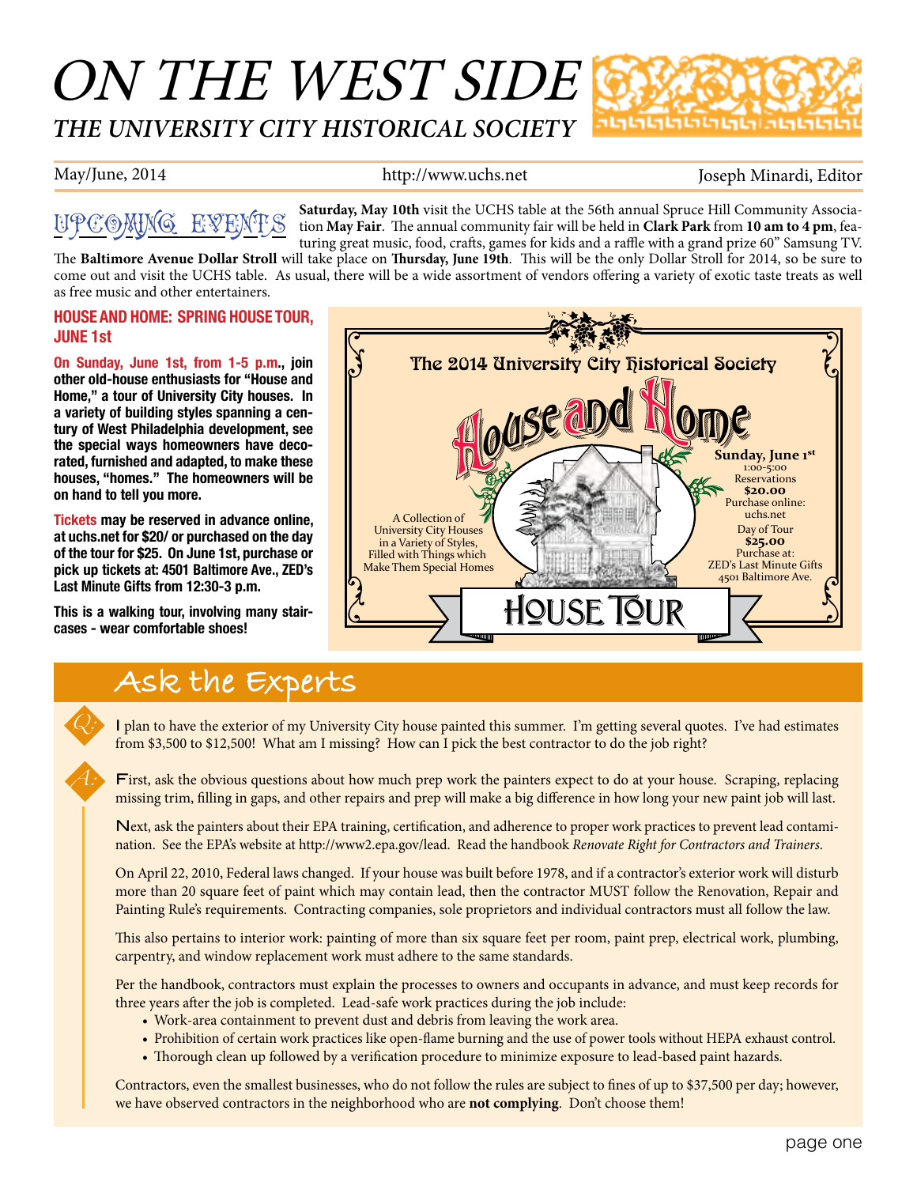# ON THE WEST SIDE

## THE UNIVERSITY CITY HISTORICAL SOCIETY

May/June, 2014 http://www.uchs.net Joseph Minardi, Editor

## UPCOMING EVENTS

**Saturday, May 10th** visit the UCHS table at the 56th annual Spruce Hill Community Association **May Fair**. The annual community fair will be held in **Clark Park** from **10 am to 4 pm**, featuring great music, food, crafts, games for kids and a raffle with a grand prize 60" Samsung TV.

The **Baltimore Avenue Dollar Stroll** will take place on **Thursday, June 19th**. This will be the only Dollar Stroll for 2014, so be sure to come out and visit the UCHS table. As usual, there will be a wide assortment of vendors offering a variety of exotic taste treats as well as free music and other entertainers.

### HOUSE AND HOME: SPRING HOUSE TOUR, JUNE 1st

**On Sunday, June 1st, from 1-5 p.m., join other old-house enthusiasts for "House and Home," a tour of University City houses. In a variety of building styles spanning a century of West Philadelphia development, see the special ways homeowners have decorated, furnished and adapted, to make these houses, "homes." The homeowners will be on hand to tell you more.**

**Tickets may be reserved in advance online, at uchs.net for $20/ or purchased on the day of the tour for $25. On June 1st, purchase or pick up tickets at: 4501 Baltimore Ave., ZED's Last Minute Gifts from 12:30-3 p.m.**

**This is a walking tour, involving many staircases - wear comfortable shoes!**

The 2014 University City Historical Society

House and Home

A Collection of University City Houses in a Variety of Styles, Filled with Things which Make Them Special Homes

**Sunday, June 1st**
1:00-5:00
Reservations
**$20.00**
Purchase online:
uchs.net

Day of Tour
**$25.00**
Purchase at:
ZED's Last Minute Gifts
4501 Baltimore Ave.

HOUSE TOUR

## Ask the Experts

*Q:* I plan to have the exterior of my University City house painted this summer. I'm getting several quotes. I've had estimates from $3,500 to $12,500! What am I missing? How can I pick the best contractor to do the job right?

*A:* First, ask the obvious questions about how much prep work the painters expect to do at your house. Scraping, replacing missing trim, filling in gaps, and other repairs and prep will make a big difference in how long your new paint job will last.

Next, ask the painters about their EPA training, certification, and adherence to proper work practices to prevent lead contamination. See the EPA's website at http://www2.epa.gov/lead. Read the handbook *Renovate Right for Contractors and Trainers*.

On April 22, 2010, Federal laws changed. If your house was built before 1978, and if a contractor's exterior work will disturb more than 20 square feet of paint which may contain lead, then the contractor MUST follow the Renovation, Repair and Painting Rule's requirements. Contracting companies, sole proprietors and individual contractors must all follow the law.

This also pertains to interior work: painting of more than six square feet per room, paint prep, electrical work, plumbing, carpentry, and window replacement work must adhere to the same standards.

Per the handbook, contractors must explain the processes to owners and occupants in advance, and must keep records for three years after the job is completed. Lead-safe work practices during the job include:

- Work-area containment to prevent dust and debris from leaving the work area.
- Prohibition of certain work practices like open-flame burning and the use of power tools without HEPA exhaust control.
- Thorough clean up followed by a verification procedure to minimize exposure to lead-based paint hazards.

Contractors, even the smallest businesses, who do not follow the rules are subject to fines of up to $37,500 per day; however, we have observed contractors in the neighborhood who are **not complying**. Don't choose them!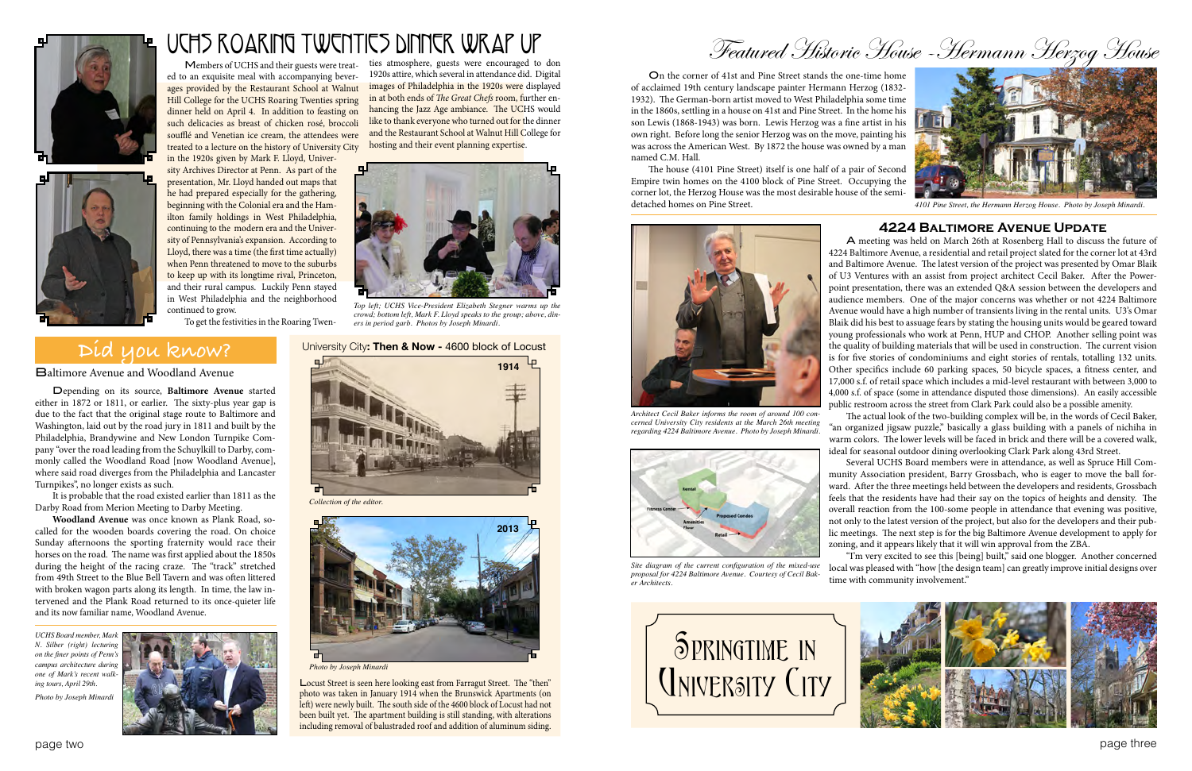# UCHS Roaring Twenties Dinner Wrap Up

Members of UCHS and their guests were treated to an exquisite meal with accompanying beverages provided by the Restaurant School at Walnut Hill College for the UCHS Roaring Twenties spring dinner held on April 4. In addition to feasting on such delicacies as breast of chicken rosé, broccoli soufflé and Venetian ice cream, the attendees were treated to a lecture on the history of University City in the 1920s given by Mark F. Lloyd, University Archives Director at Penn. As part of the presentation, Mr. Lloyd handed out maps that he had prepared especially for the gathering, beginning with the Colonial era and the Hamilton family holdings in West Philadelphia, continuing to the modern era and the University of Pennsylvania's expansion. According to Lloyd, there was a time (the first time actually) when Penn threatened to move to the suburbs to keep up with its longtime rival, Princeton, and their rural campus. Luckily Penn stayed in West Philadelphia and the neighborhood continued to grow.

To get the festivities in the Roaring Twenties atmosphere, guests were encouraged to don 1920s attire, which several in attendance did. Digital images of Philadelphia in the 1920s were displayed in at both ends of *The Great Chefs* room, further enhancing the Jazz Age ambiance. The UCHS would like to thank everyone who turned out for the dinner and the Restaurant School at Walnut Hill College for hosting and their event planning expertise.

*Top left; UCHS Vice-President Elizabeth Stegner warms up the crowd; bottom left, Mark F. Lloyd speaks to the group; above, diners in period garb. Photos by Joseph Minardi.*

## Did you know?

### Baltimore Avenue and Woodland Avenue

Depending on its source, **Baltimore Avenue** started either in 1872 or 1811, or earlier. The sixty-plus year gap is due to the fact that the original stage route to Baltimore and Washington, laid out by the road jury in 1811 and built by the Philadelphia, Brandywine and New London Turnpike Company "over the road leading from the Schuylkill to Darby, commonly called the Woodland Road [now Woodland Avenue], where said road diverges from the Philadelphia and Lancaster Turnpikes", no longer exists as such.

It is probable that the road existed earlier than 1811 as the Darby Road from Merion Meeting to Darby Meeting.

**Woodland Avenue** was once known as Plank Road, so-called for the wooden boards covering the road. On choice Sunday afternoons the sporting fraternity would race their horses on the road. The name was first applied about the 1850s during the height of the racing craze. The "track" stretched from 49th Street to the Blue Bell Tavern and was often littered with broken wagon parts along its length. In time, the law intervened and the Plank Road returned to its once-quieter life and its now familiar name, Woodland Avenue.

*UCHS Board member, Mark N. Silber (right) lecturing on the finer points of Penn's campus architecture during one of Mark's recent walking tours, April 29th.*

*Photo by Joseph Minardi*

## University City: Then & Now - 4600 block of Locust

1914

*Collection of the editor.*

2013

*Photo by Joseph Minardi*

Locust Street is seen here looking east from Farragut Street. The "then" photo was taken in January 1914 when the Brunswick Apartments (on left) were newly built. The south side of the 4600 block of Locust had not been built yet. The apartment building is still standing, with alterations including removal of balustraded roof and addition of aluminum siding.

# Featured Historic House - Hermann Herzog House

On the corner of 41st and Pine Street stands the one-time home of acclaimed 19th century landscape painter Hermann Herzog (1832-1932). The German-born artist moved to West Philadelphia some time in the 1860s, settling in a house on 41st and Pine Street. In the home his son Lewis (1868-1943) was born. Lewis Herzog was a fine artist in his own right. Before long the senior Herzog was on the move, painting his was across the American West. By 1872 the house was owned by a man named C.M. Hall.

The house (4101 Pine Street) itself is one half of a pair of Second Empire twin homes on the 4100 block of Pine Street. Occupying the corner lot, the Herzog House was the most desirable house of the semi-detached homes on Pine Street.

*4101 Pine Street, the Hermann Herzog House. Photo by Joseph Minardi.*

## 4224 Baltimore Avenue Update

A meeting was held on March 26th at Rosenberg Hall to discuss the future of 4224 Baltimore Avenue, a residential and retail project slated for the corner lot at 43rd and Baltimore Avenue. The latest version of the project was presented by Omar Blaik of U3 Ventures with an assist from project architect Cecil Baker. After the Powerpoint presentation, there was an extended Q&A session between the developers and audience members. One of the major concerns was whether or not 4224 Baltimore Avenue would have a high number of transients living in the rental units. U3's Omar Blaik did his best to assuage fears by stating the housing units would be geared toward young professionals who work at Penn, HUP and CHOP. Another selling point was the quality of building materials that will be used in construction. The current vision is for five stories of condominiums and eight stories of rentals, totalling 132 units. Other specifics include 60 parking spaces, 50 bicycle spaces, a fitness center, and 17,000 s.f. of retail space which includes a mid-level restaurant with between 3,000 to 4,000 s.f. of space (some in attendance disputed those dimensions). An easily accessible public restroom across the street from Clark Park could also be a possible amenity.

The actual look of the two-building complex will be, in the words of Cecil Baker, "an organized jigsaw puzzle," basically a glass building with a panels of nichiha in warm colors. The lower levels will be faced in brick and there will be a covered walk, ideal for seasonal outdoor dining overlooking Clark Park along 43rd Street.

Several UCHS Board members were in attendance, as well as Spruce Hill Community Association president, Barry Grossbach, who is eager to move the ball forward. After the three meetings held between the developers and residents, Grossbach feels that the residents have had their say on the topics of heights and density. The overall reaction from the 100-some people in attendance that evening was positive, not only to the latest version of the project, but also for the developers and their public meetings. The next step is for the big Baltimore Avenue development to apply for zoning, and it appears likely that it will win approval from the ZBA.

"I'm very excited to see this [being] built," said one blogger. Another concerned local was pleased with "how [the design team] can greatly improve initial designs over time with community involvement."

*Architect Cecil Baker informs the room of around 100 concerned University City residents at the March 26th meeting regarding 4224 Baltimore Avenue. Photo by Joseph Minardi.*

*Site diagram of the current configuration of the mixed-use proposal for 4224 Baltimore Avenue. Courtesy of Cecil Baker Architects.*

## Springtime in University City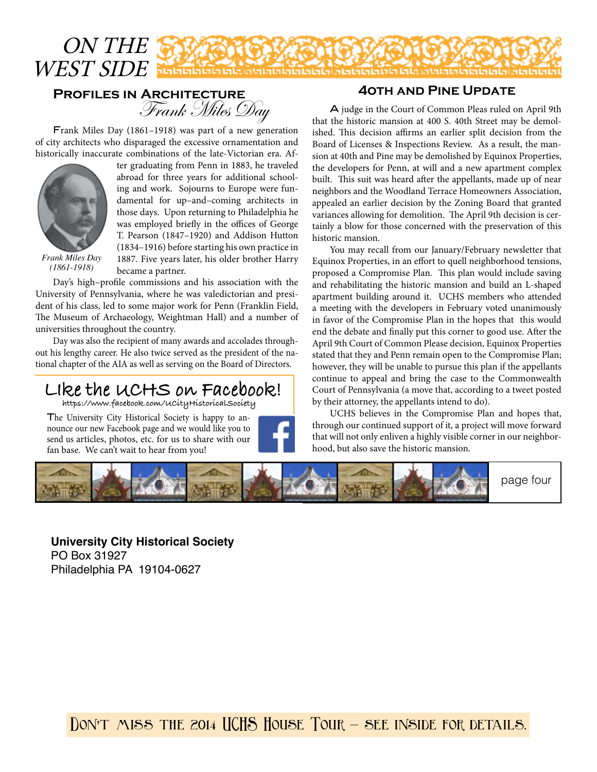# ON THE WEST SIDE

## Profiles in Architecture

### *Frank Miles Day*

Frank Miles Day (1861–1918) was part of a new generation of city architects who disparaged the excessive ornamentation and historically inaccurate combinations of the late-Victorian era. After graduating from Penn in 1883, he traveled abroad for three years for additional schooling and work. Sojourns to Europe were fundamental for up–and–coming architects in those days. Upon returning to Philadelphia he was employed briefly in the offices of George T. Pearson (1847–1920) and Addison Hutton (1834–1916) before starting his own practice in 1887. Five years later, his older brother Harry became a partner.

*Frank Miles Day (1861-1918)*

Day's high–profile commissions and his association with the University of Pennsylvania, where he was valedictorian and president of his class, led to some major work for Penn (Franklin Field, The Museum of Archaeology, Weightman Hall) and a number of universities throughout the country.

Day was also the recipient of many awards and accolades throughout his lengthy career. He also twice served as the president of the national chapter of the AIA as well as serving on the Board of Directors.

## Like the UCHS on Facebook!

https://www.facebook.com/UCityHistoricalSociety

The University City Historical Society is happy to announce our new Facebook page and we would like you to send us articles, photos, etc. for us to share with our fan base. We can't wait to hear from you!

## 40th and Pine Update

A judge in the Court of Common Pleas ruled on April 9th that the historic mansion at 400 S. 40th Street may be demolished. This decision affirms an earlier split decision from the Board of Licenses & Inspections Review. As a result, the mansion at 40th and Pine may be demolished by Equinox Properties, the developers for Penn, at will and a new apartment complex built. This suit was heard after the appellants, made up of near neighbors and the Woodland Terrace Homeowners Association, appealed an earlier decision by the Zoning Board that granted variances allowing for demolition. The April 9th decision is certainly a blow for those concerned with the preservation of this historic mansion.

You may recall from our January/February newsletter that Equinox Properties, in an effort to quell neighborhood tensions, proposed a Compromise Plan. This plan would include saving and rehabilitating the historic mansion and build an L-shaped apartment building around it. UCHS members who attended a meeting with the developers in February voted unanimously in favor of the Compromise Plan in the hopes that this would end the debate and finally put this corner to good use. After the April 9th Court of Common Please decision, Equinox Properties stated that they and Penn remain open to the Compromise Plan; however, they will be unable to pursue this plan if the appellants continue to appeal and bring the case to the Commonwealth Court of Pennsylvania (a move that, according to a tweet posted by their attorney, the appellants intend to do).

UCHS believes in the Compromise Plan and hopes that, through our continued support of it, a project will move forward that will not only enliven a highly visible corner in our neighborhood, but also save the historic mansion.

**University City Historical Society**
PO Box 31927
Philadelphia PA 19104-0627

Don't miss the 2014 UCHS House Tour – see inside for details.